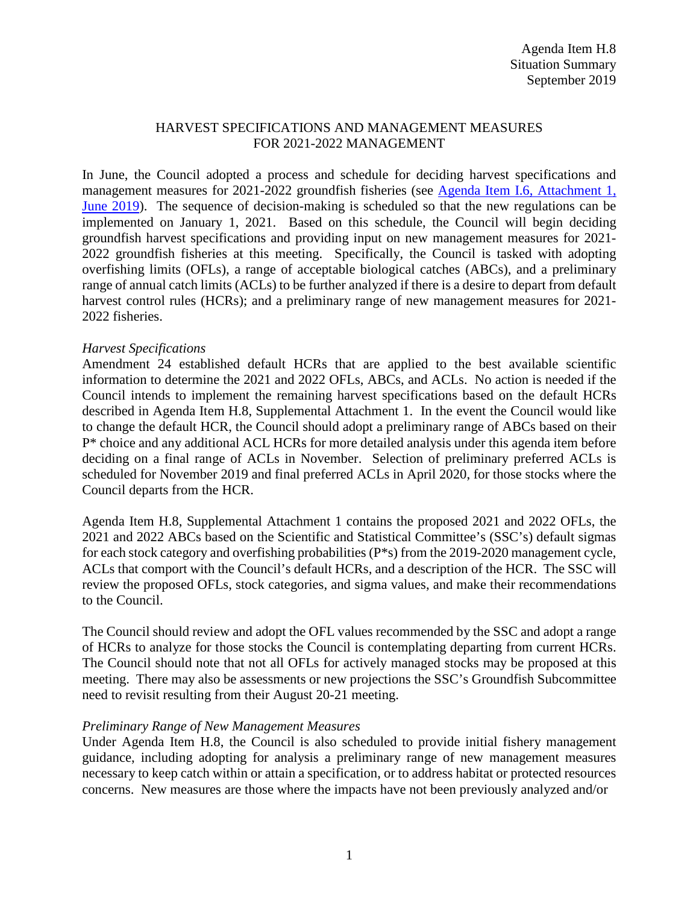Agenda Item H.8
Situation Summary
September 2019

# HARVEST SPECIFICATIONS AND MANAGEMENT MEASURES FOR 2021-2022 MANAGEMENT

In June, the Council adopted a process and schedule for deciding harvest specifications and management measures for 2021-2022 groundfish fisheries (see [Agenda Item I.6, Attachment 1, June 2019]). The sequence of decision-making is scheduled so that the new regulations can be implemented on January 1, 2021. Based on this schedule, the Council will begin deciding groundfish harvest specifications and providing input on new management measures for 2021-2022 groundfish fisheries at this meeting. Specifically, the Council is tasked with adopting overfishing limits (OFLs), a range of acceptable biological catches (ABCs), and a preliminary range of annual catch limits (ACLs) to be further analyzed if there is a desire to depart from default harvest control rules (HCRs); and a preliminary range of new management measures for 2021-2022 fisheries.

*Harvest Specifications*

Amendment 24 established default HCRs that are applied to the best available scientific information to determine the 2021 and 2022 OFLs, ABCs, and ACLs. No action is needed if the Council intends to implement the remaining harvest specifications based on the default HCRs described in Agenda Item H.8, Supplemental Attachment 1. In the event the Council would like to change the default HCR, the Council should adopt a preliminary range of ABCs based on their P* choice and any additional ACL HCRs for more detailed analysis under this agenda item before deciding on a final range of ACLs in November. Selection of preliminary preferred ACLs is scheduled for November 2019 and final preferred ACLs in April 2020, for those stocks where the Council departs from the HCR.

Agenda Item H.8, Supplemental Attachment 1 contains the proposed 2021 and 2022 OFLs, the 2021 and 2022 ABCs based on the Scientific and Statistical Committee's (SSC's) default sigmas for each stock category and overfishing probabilities (P*s) from the 2019-2020 management cycle, ACLs that comport with the Council's default HCRs, and a description of the HCR. The SSC will review the proposed OFLs, stock categories, and sigma values, and make their recommendations to the Council.

The Council should review and adopt the OFL values recommended by the SSC and adopt a range of HCRs to analyze for those stocks the Council is contemplating departing from current HCRs. The Council should note that not all OFLs for actively managed stocks may be proposed at this meeting. There may also be assessments or new projections the SSC's Groundfish Subcommittee need to revisit resulting from their August 20-21 meeting.

*Preliminary Range of New Management Measures*

Under Agenda Item H.8, the Council is also scheduled to provide initial fishery management guidance, including adopting for analysis a preliminary range of new management measures necessary to keep catch within or attain a specification, or to address habitat or protected resources concerns. New measures are those where the impacts have not been previously analyzed and/or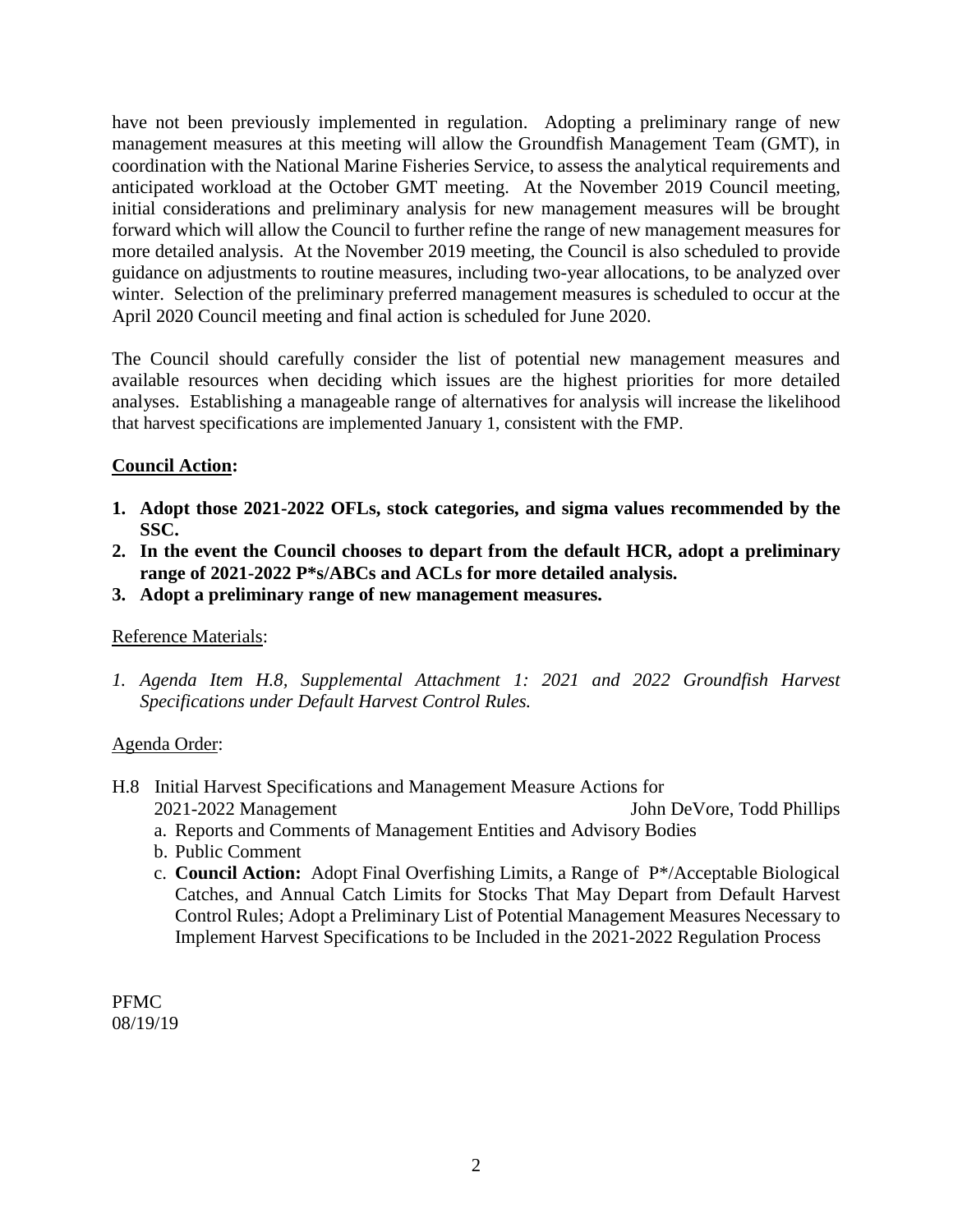have not been previously implemented in regulation. Adopting a preliminary range of new management measures at this meeting will allow the Groundfish Management Team (GMT), in coordination with the National Marine Fisheries Service, to assess the analytical requirements and anticipated workload at the October GMT meeting. At the November 2019 Council meeting, initial considerations and preliminary analysis for new management measures will be brought forward which will allow the Council to further refine the range of new management measures for more detailed analysis. At the November 2019 meeting, the Council is also scheduled to provide guidance on adjustments to routine measures, including two-year allocations, to be analyzed over winter. Selection of the preliminary preferred management measures is scheduled to occur at the April 2020 Council meeting and final action is scheduled for June 2020.

The Council should carefully consider the list of potential new management measures and available resources when deciding which issues are the highest priorities for more detailed analyses. Establishing a manageable range of alternatives for analysis will increase the likelihood that harvest specifications are implemented January 1, consistent with the FMP.

**Council Action:**

1. **Adopt those 2021-2022 OFLs, stock categories, and sigma values recommended by the SSC.**
2. **In the event the Council chooses to depart from the default HCR, adopt a preliminary range of 2021-2022 P*s/ABCs and ACLs for more detailed analysis.**
3. **Adopt a preliminary range of new management measures.**

Reference Materials:

1. *Agenda Item H.8, Supplemental Attachment 1: 2021 and 2022 Groundfish Harvest Specifications under Default Harvest Control Rules.*

Agenda Order:

H.8 Initial Harvest Specifications and Management Measure Actions for 2021-2022 Management — John DeVore, Todd Phillips

a. Reports and Comments of Management Entities and Advisory Bodies
b. Public Comment
c. **Council Action:** Adopt Final Overfishing Limits, a Range of P*/Acceptable Biological Catches, and Annual Catch Limits for Stocks That May Depart from Default Harvest Control Rules; Adopt a Preliminary List of Potential Management Measures Necessary to Implement Harvest Specifications to be Included in the 2021-2022 Regulation Process

PFMC
08/19/19